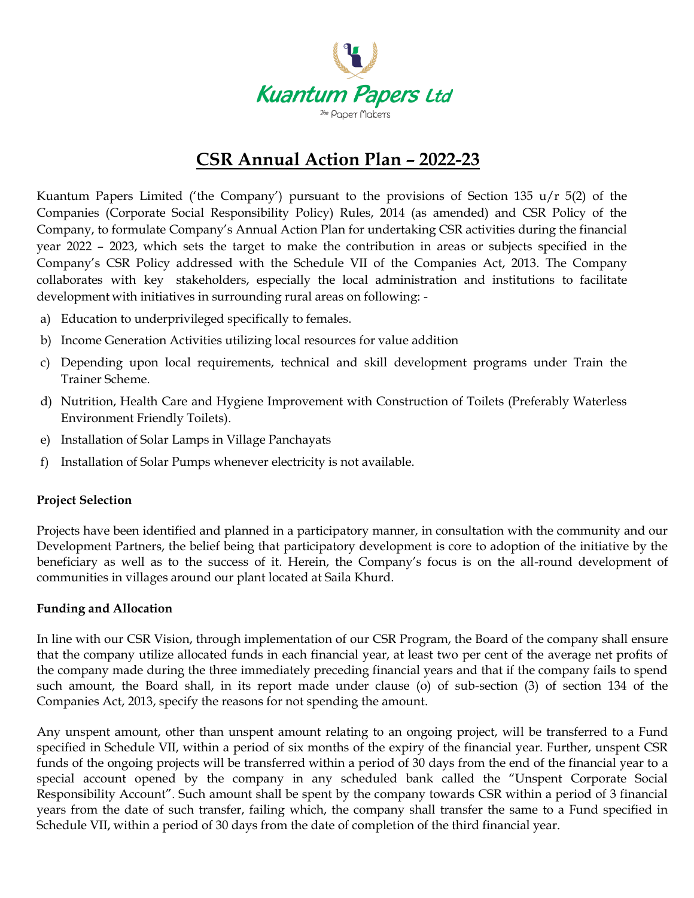Kuantum Papers Ltd

The Paper Makers

# CSR Annual Action Plan – 2022-23

Kuantum Papers Limited ('the Company') pursuant to the provisions of Section 135 u/r 5(2) of the Companies (Corporate Social Responsibility Policy) Rules, 2014 (as amended) and CSR Policy of the Company, to formulate Company's Annual Action Plan for undertaking CSR activities during the financial year 2022 – 2023, which sets the target to make the contribution in areas or subjects specified in the Company's CSR Policy addressed with the Schedule VII of the Companies Act, 2013. The Company collaborates with key stakeholders, especially the local administration and institutions to facilitate development with initiatives in surrounding rural areas on following: -

a) Education to underprivileged specifically to females.
b) Income Generation Activities utilizing local resources for value addition
c) Depending upon local requirements, technical and skill development programs under Train the Trainer Scheme.
d) Nutrition, Health Care and Hygiene Improvement with Construction of Toilets (Preferably Waterless Environment Friendly Toilets).
e) Installation of Solar Lamps in Village Panchayats
f) Installation of Solar Pumps whenever electricity is not available.

**Project Selection**

Projects have been identified and planned in a participatory manner, in consultation with the community and our Development Partners, the belief being that participatory development is core to adoption of the initiative by the beneficiary as well as to the success of it. Herein, the Company's focus is on the all-round development of communities in villages around our plant located at Saila Khurd.

**Funding and Allocation**

In line with our CSR Vision, through implementation of our CSR Program, the Board of the company shall ensure that the company utilize allocated funds in each financial year, at least two per cent of the average net profits of the company made during the three immediately preceding financial years and that if the company fails to spend such amount, the Board shall, in its report made under clause (o) of sub-section (3) of section 134 of the Companies Act, 2013, specify the reasons for not spending the amount.

Any unspent amount, other than unspent amount relating to an ongoing project, will be transferred to a Fund specified in Schedule VII, within a period of six months of the expiry of the financial year. Further, unspent CSR funds of the ongoing projects will be transferred within a period of 30 days from the end of the financial year to a special account opened by the company in any scheduled bank called the "Unspent Corporate Social Responsibility Account". Such amount shall be spent by the company towards CSR within a period of 3 financial years from the date of such transfer, failing which, the company shall transfer the same to a Fund specified in Schedule VII, within a period of 30 days from the date of completion of the third financial year.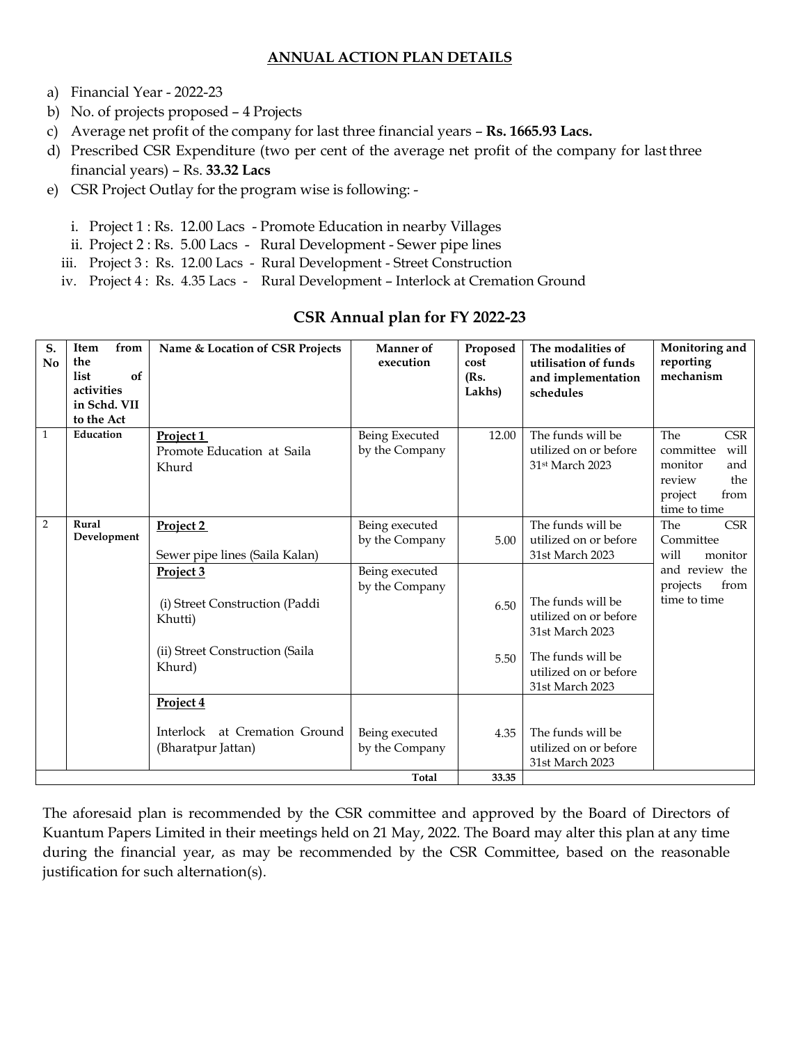## ANNUAL ACTION PLAN DETAILS

a) Financial Year - 2022-23
b) No. of projects proposed – 4 Projects
c) Average net profit of the company for last three financial years – **Rs. 1665.93 Lacs.**
d) Prescribed CSR Expenditure (two per cent of the average net profit of the company for last three financial years) – Rs. **33.32 Lacs**
e) CSR Project Outlay for the program wise is following: -

   i. Project 1 : Rs. 12.00 Lacs - Promote Education in nearby Villages
   ii. Project 2 : Rs. 5.00 Lacs - Rural Development - Sewer pipe lines
   iii. Project 3 : Rs. 12.00 Lacs - Rural Development - Street Construction
   iv. Project 4 : Rs. 4.35 Lacs - Rural Development – Interlock at Cremation Ground

### CSR Annual plan for FY 2022-23

| S. No | Item from the list of activities in Schd. VII to the Act | Name & Location of CSR Projects | Manner of execution | Proposed cost (Rs. Lakhs) | The modalities of utilisation of funds and implementation schedules | Monitoring and reporting mechanism |
|---|---|---|---|---|---|---|
| 1 | **Education** | **Project 1** Promote Education at Saila Khurd | Being Executed by the Company | 12.00 | The funds will be utilized on or before 31st March 2023 | The CSR committee will monitor and review the project from time to time |
| 2 | **Rural Development** | **Project 2** Sewer pipe lines (Saila Kalan) | Being executed by the Company | 5.00 | The funds will be utilized on or before 31st March 2023 | The CSR Committee will monitor and review the projects from time to time |
| | | **Project 3** (i) Street Construction (Paddi Khutti) | Being executed by the Company | 6.50 | The funds will be utilized on or before 31st March 2023 | |
| | | (ii) Street Construction (Saila Khurd) | | 5.50 | The funds will be utilized on or before 31st March 2023 | |
| | | **Project 4** Interlock at Cremation Ground (Bharatpur Jattan) | Being executed by the Company | 4.35 | The funds will be utilized on or before 31st March 2023 | |
| | | | **Total** | **33.35** | | |

The aforesaid plan is recommended by the CSR committee and approved by the Board of Directors of Kuantum Papers Limited in their meetings held on 21 May, 2022. The Board may alter this plan at any time during the financial year, as may be recommended by the CSR Committee, based on the reasonable justification for such alternation(s).